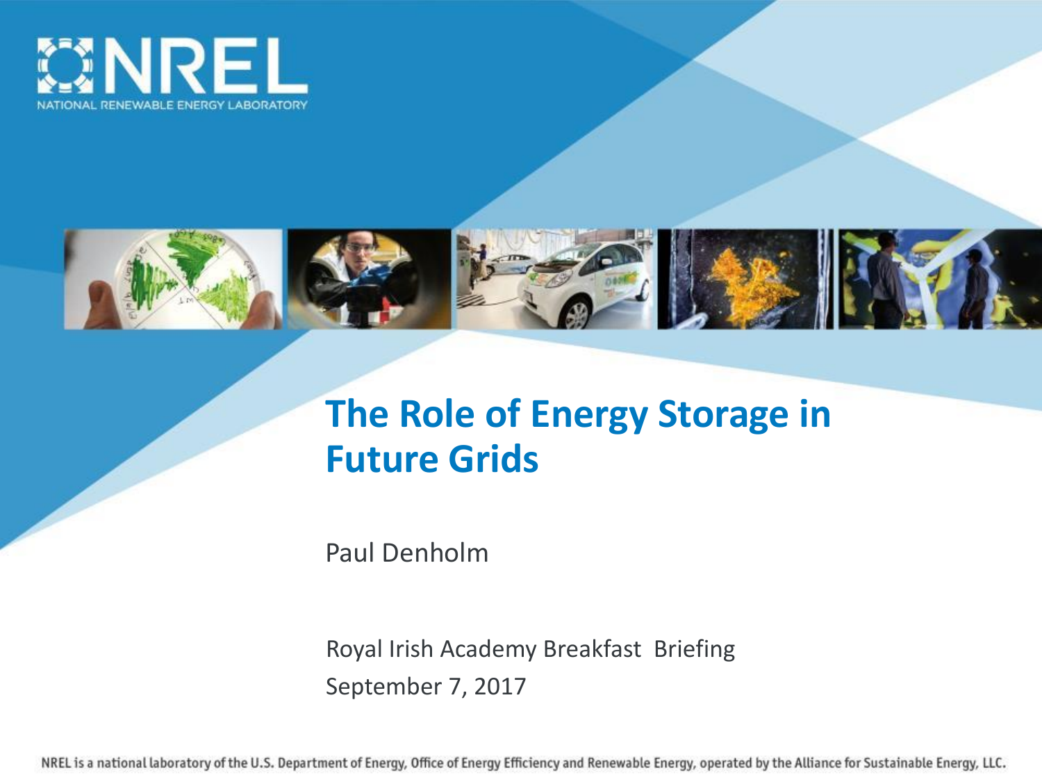NREL

NATIONAL RENEWABLE ENERGY LABORATORY

# The Role of Energy Storage in Future Grids

Paul Denholm

Royal Irish Academy Breakfast Briefing

September 7, 2017

NREL is a national laboratory of the U.S. Department of Energy, Office of Energy Efficiency and Renewable Energy, operated by the Alliance for Sustainable Energy, LLC.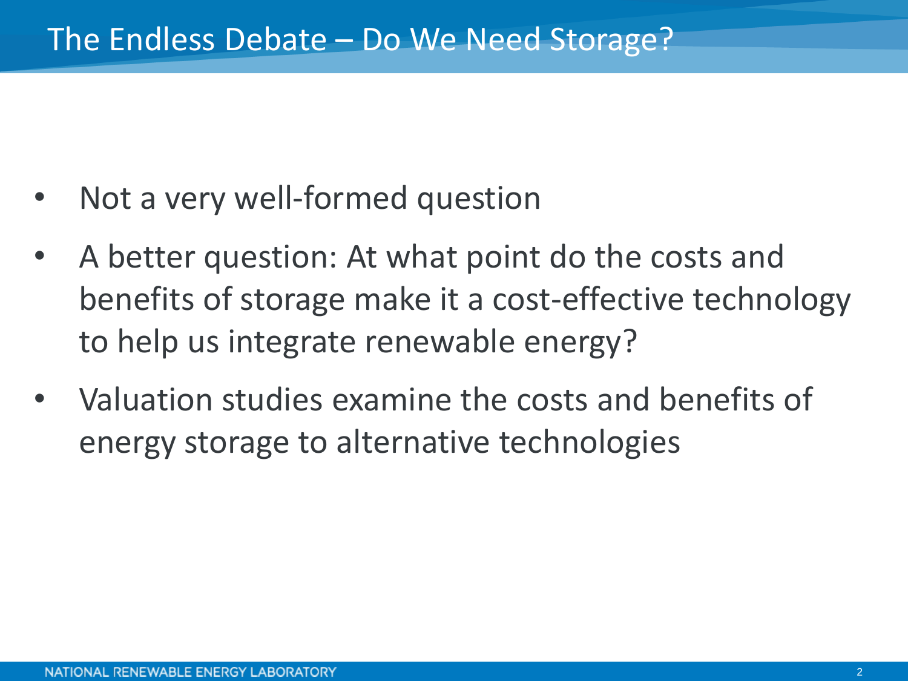# The Endless Debate – Do We Need Storage?

- Not a very well-formed question
- A better question: At what point do the costs and benefits of storage make it a cost-effective technology to help us integrate renewable energy?
- Valuation studies examine the costs and benefits of energy storage to alternative technologies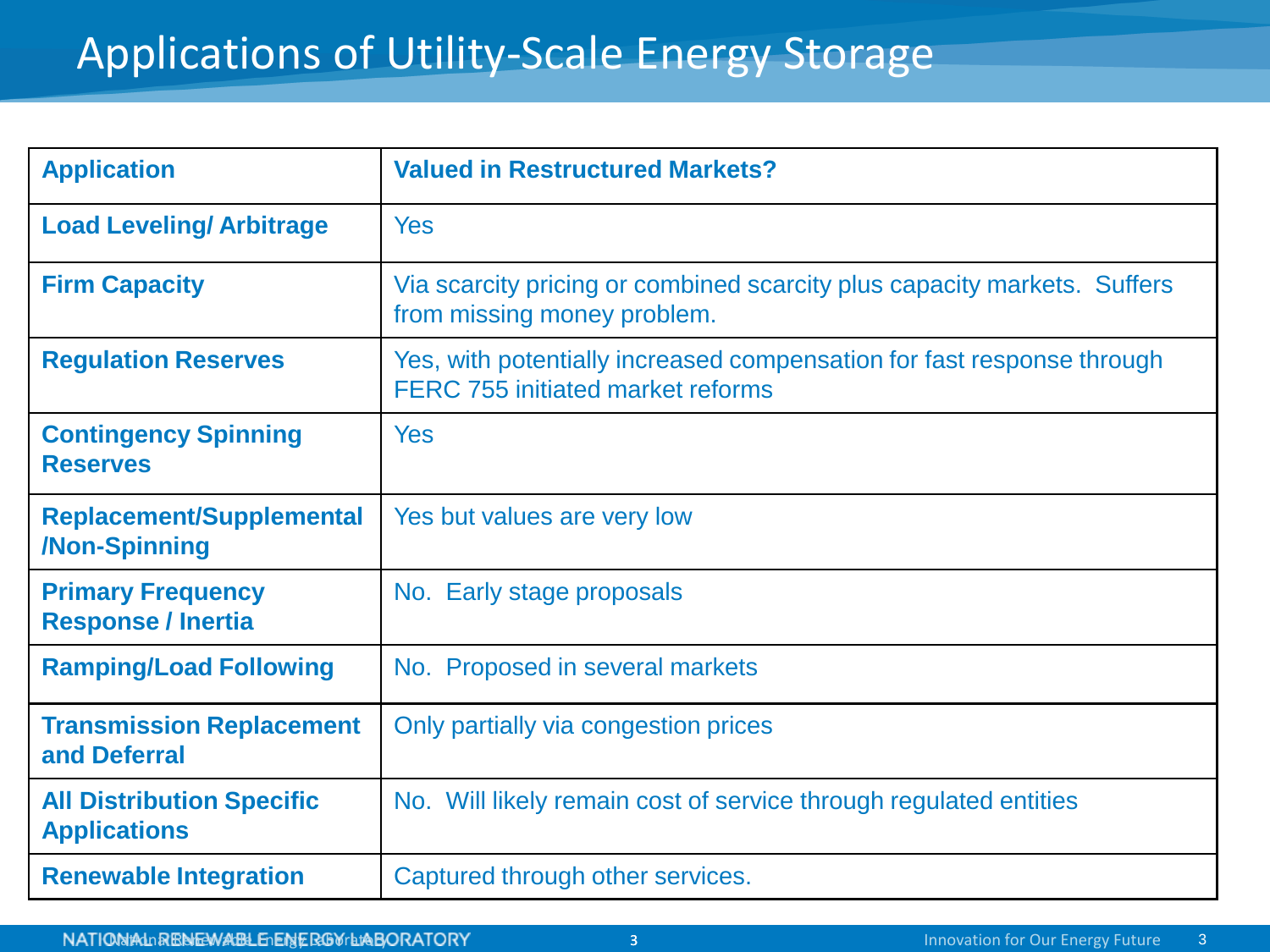# Applications of Utility-Scale Energy Storage

| Application | Valued in Restructured Markets? |
| --- | --- |
| Load Leveling/ Arbitrage | Yes |
| Firm Capacity | Via scarcity pricing or combined scarcity plus capacity markets. Suffers from missing money problem. |
| Regulation Reserves | Yes, with potentially increased compensation for fast response through FERC 755 initiated market reforms |
| Contingency Spinning Reserves | Yes |
| Replacement/Supplemental /Non-Spinning | Yes but values are very low |
| Primary Frequency Response / Inertia | No. Early stage proposals |
| Ramping/Load Following | No. Proposed in several markets |
| Transmission Replacement and Deferral | Only partially via congestion prices |
| All Distribution Specific Applications | No. Will likely remain cost of service through regulated entities |
| Renewable Integration | Captured through other services. |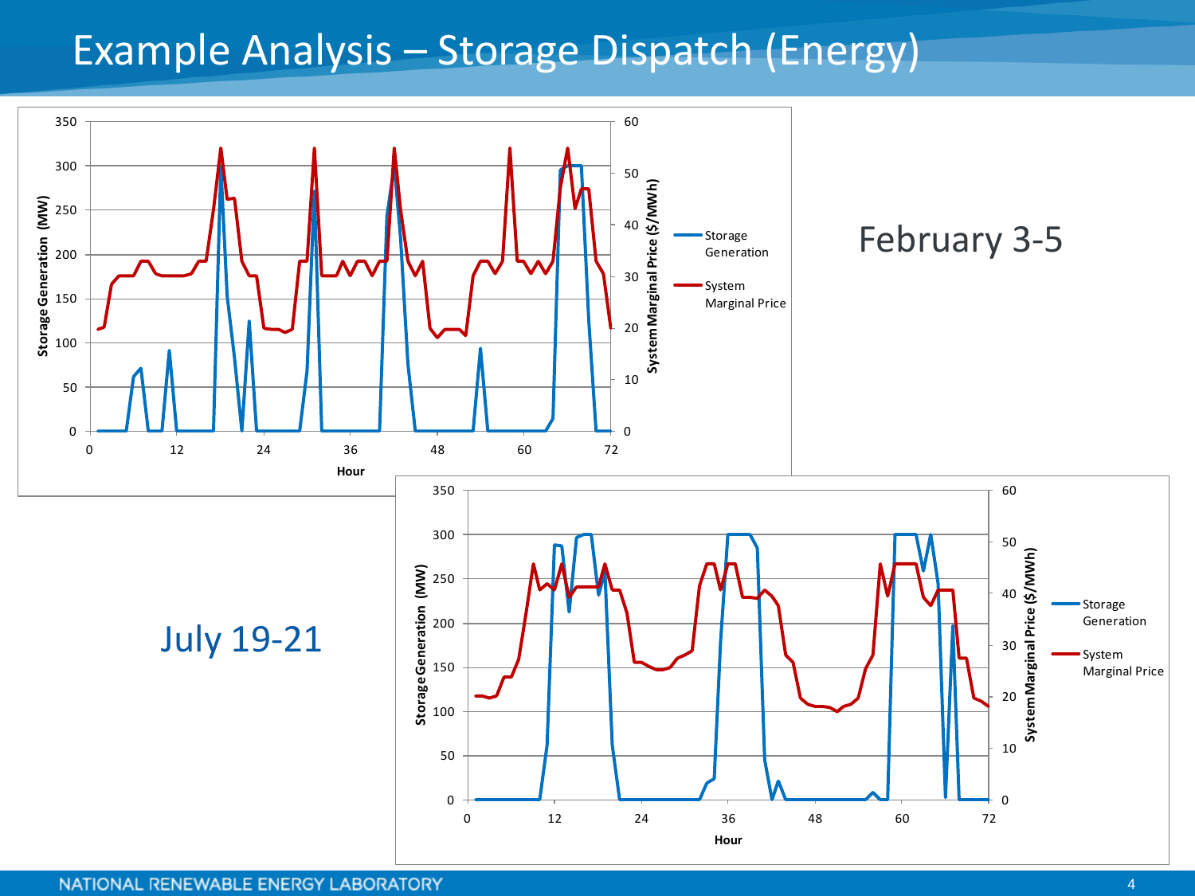# Example Analysis – Storage Dispatch (Energy)

February 3-5

July 19-21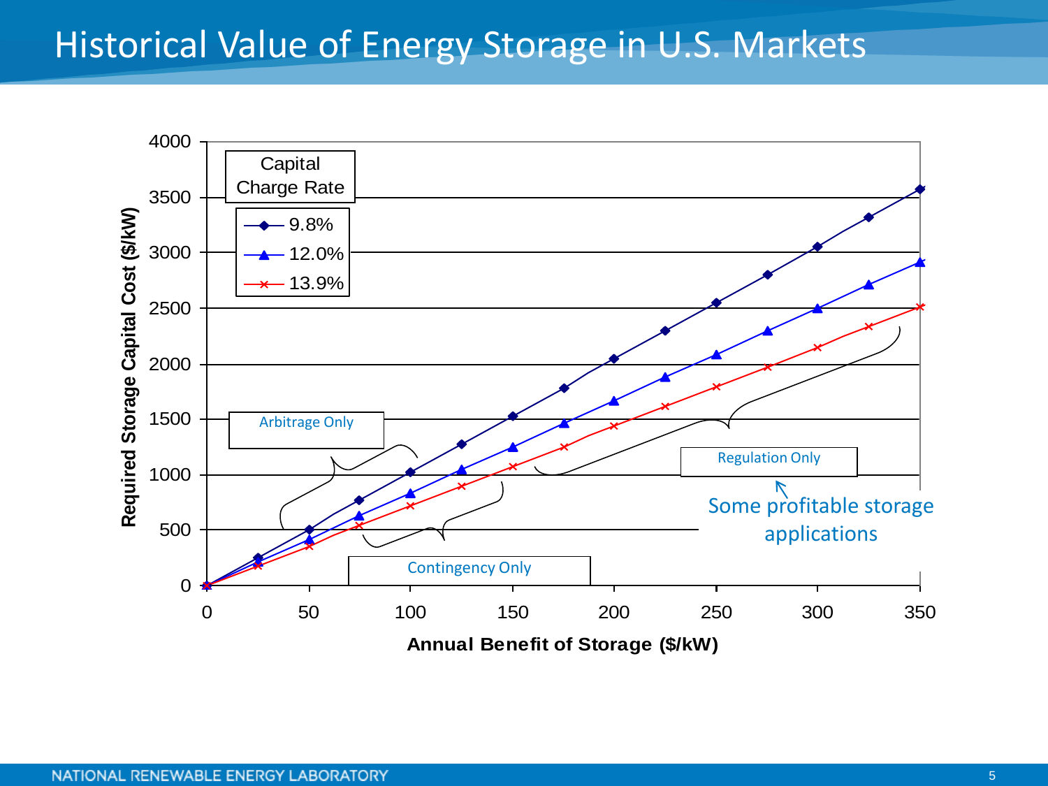# Historical Value of Energy Storage in U.S. Markets

Required Storage Capital Cost ($/kW)

Annual Benefit of Storage ($/kW)

Capital Charge Rate

- 9.8%
- 12.0%
- 13.9%

Arbitrage Only

Contingency Only

Regulation Only

Some profitable storage applications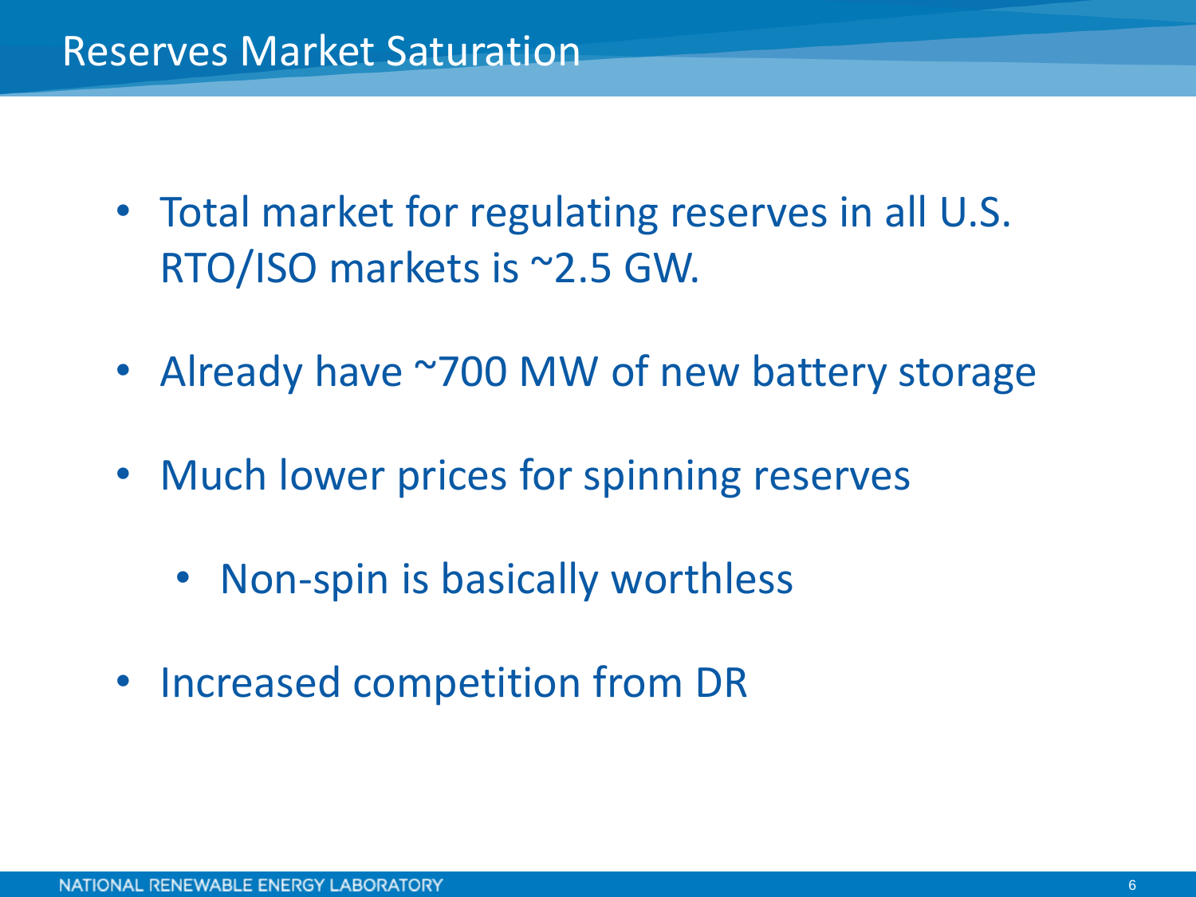# Reserves Market Saturation

- Total market for regulating reserves in all U.S. RTO/ISO markets is ~2.5 GW.
- Already have ~700 MW of new battery storage
- Much lower prices for spinning reserves
  - Non-spin is basically worthless
- Increased competition from DR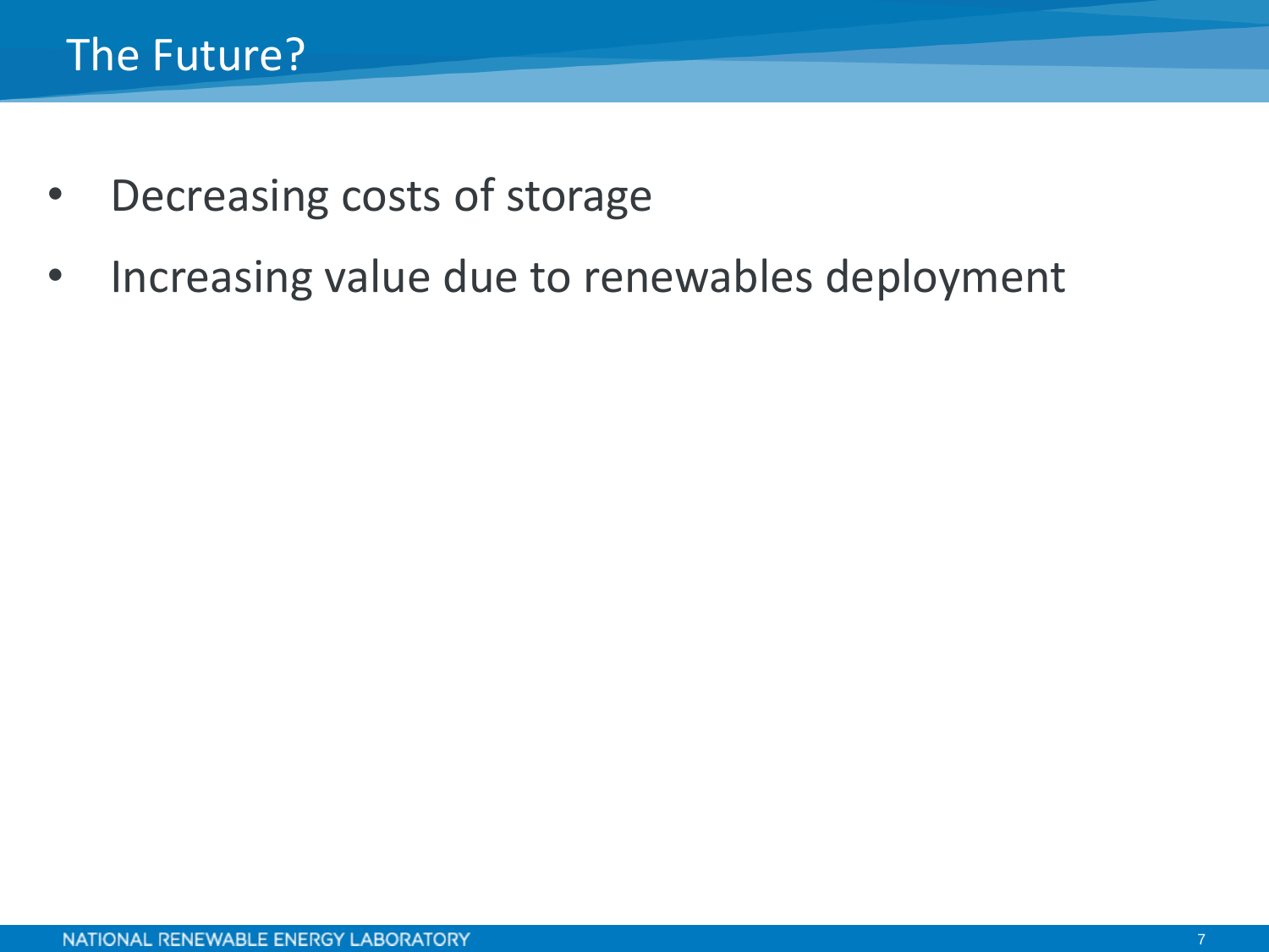# The Future?

- Decreasing costs of storage
- Increasing value due to renewables deployment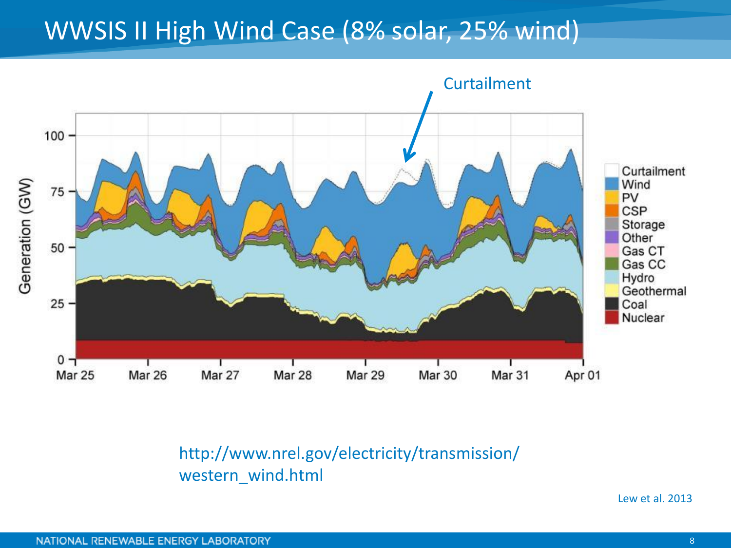# WWSIS II High Wind Case (8% solar, 25% wind)

Curtailment

http://www.nrel.gov/electricity/transmission/western_wind.html

Lew et al. 2013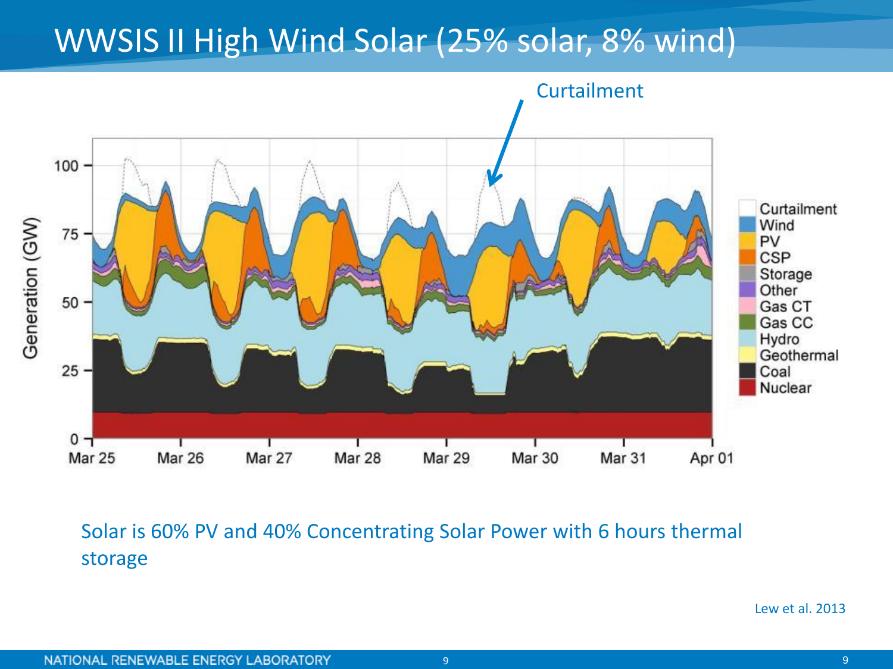# WWSIS II High Wind Solar (25% solar, 8% wind)

Curtailment

Generation (GW)

Curtailment
Wind
PV
CSP
Storage
Other
Gas CT
Gas CC
Hydro
Geothermal
Coal
Nuclear

Mar 25 Mar 26 Mar 27 Mar 28 Mar 29 Mar 30 Mar 31 Apr 01

Solar is 60% PV and 40% Concentrating Solar Power with 6 hours thermal storage

Lew et al. 2013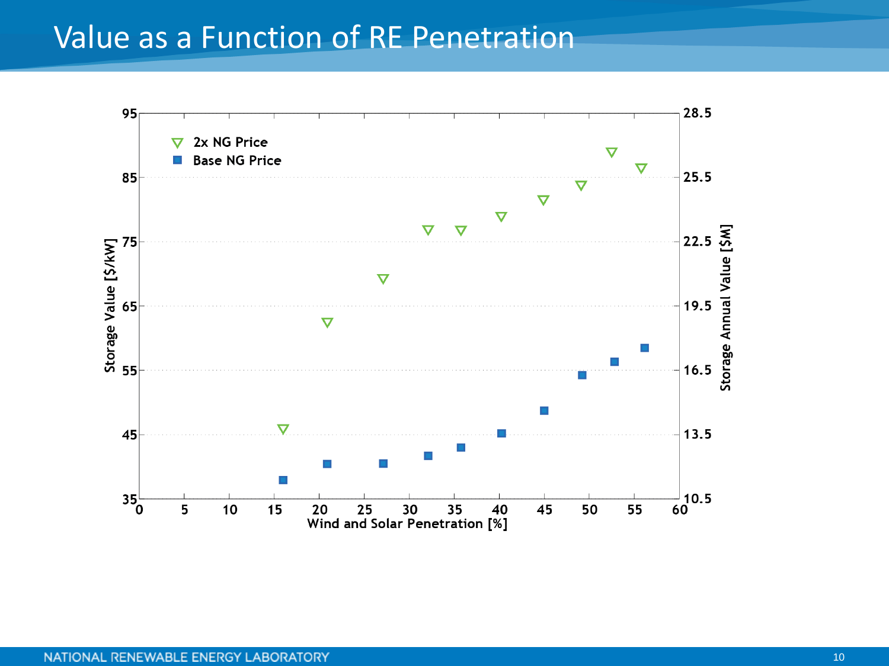# Value as a Function of RE Penetration

Storage Value [$/kW] / Storage Annual Value [$M] vs. Wind and Solar Penetration [%]

- 2x NG Price
- Base NG Price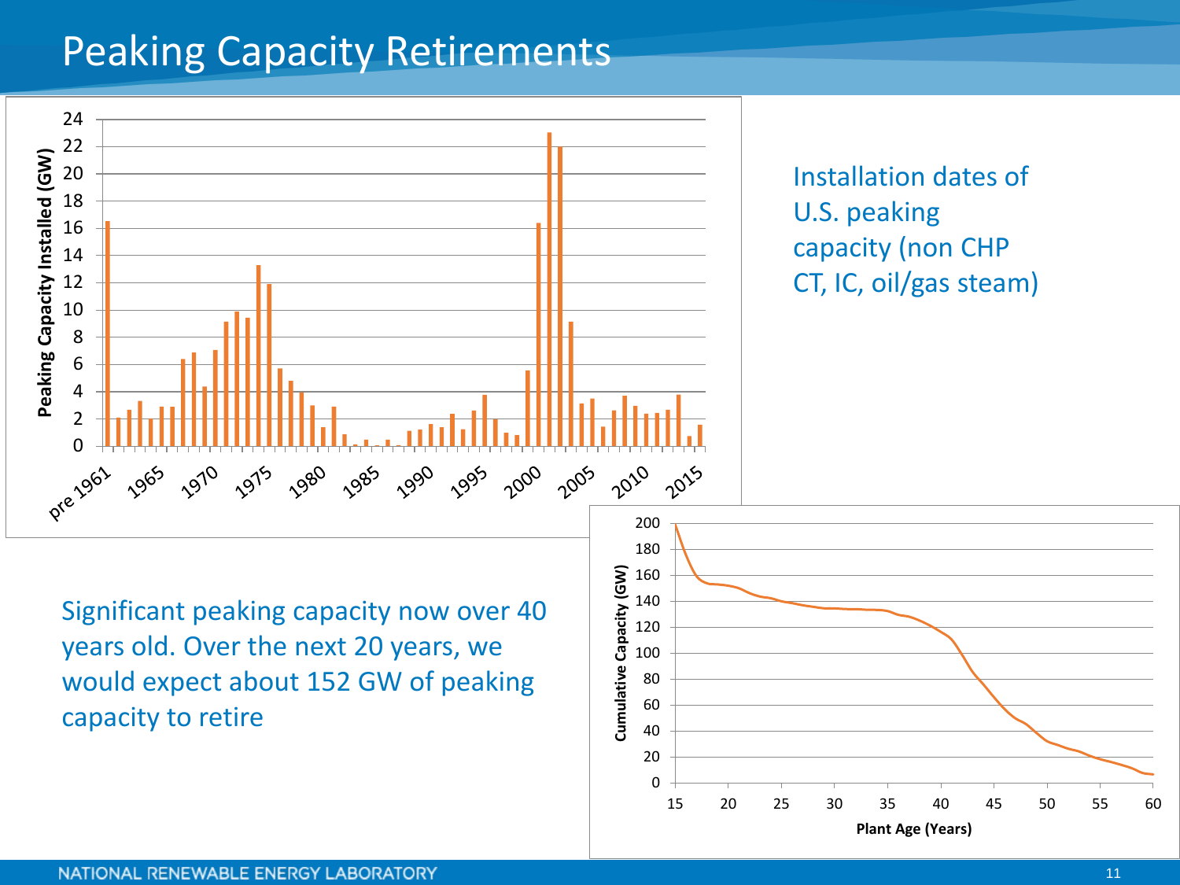# Peaking Capacity Retirements

Installation dates of U.S. peaking capacity (non CHP CT, IC, oil/gas steam)

Significant peaking capacity now over 40 years old. Over the next 20 years, we would expect about 152 GW of peaking capacity to retire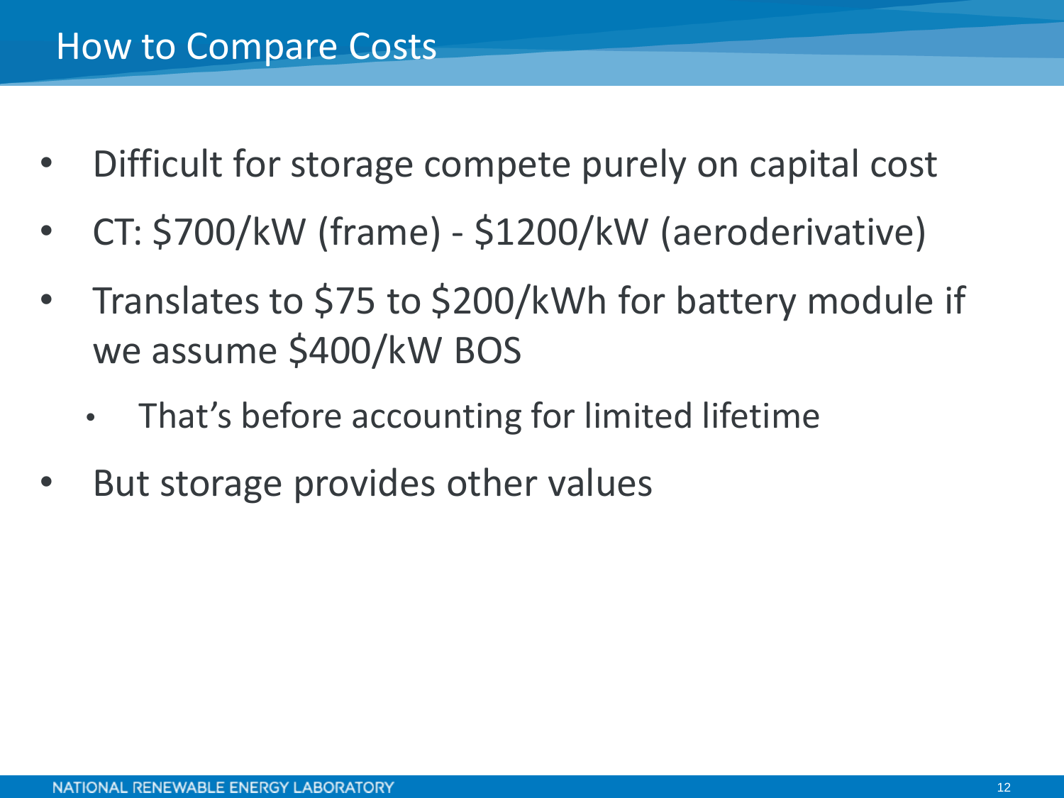## How to Compare Costs

- Difficult for storage compete purely on capital cost
- CT: $700/kW (frame) - $1200/kW (aeroderivative)
- Translates to $75 to $200/kWh for battery module if we assume $400/kW BOS
  - That's before accounting for limited lifetime
- But storage provides other values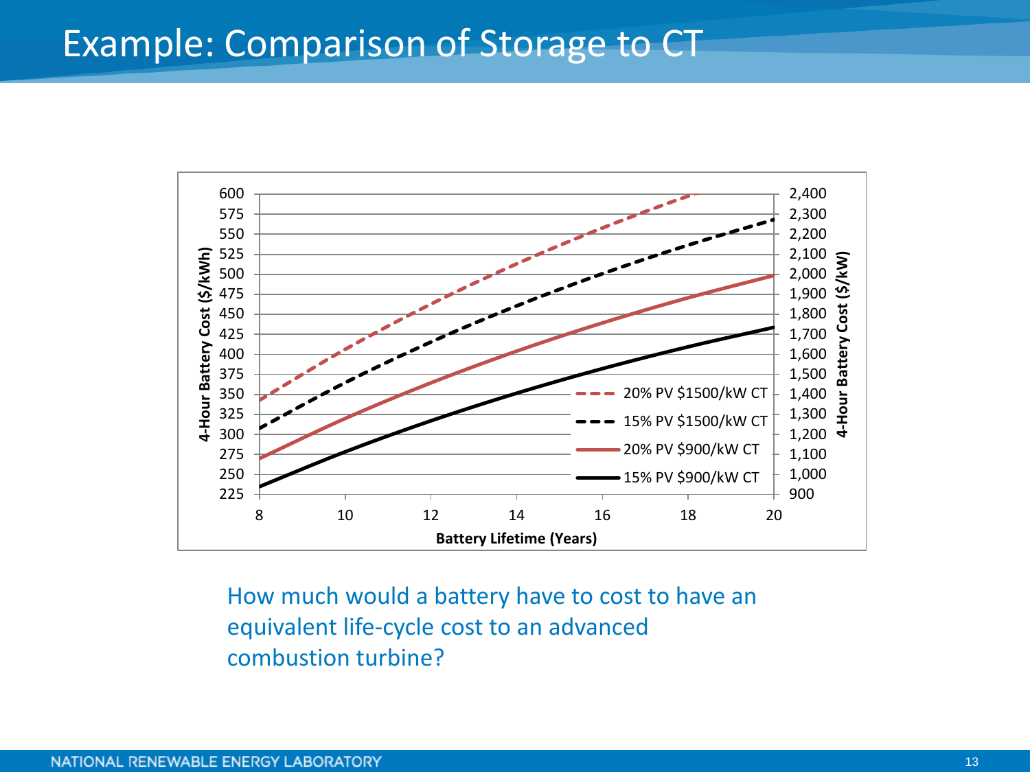# Example: Comparison of Storage to CT

How much would a battery have to cost to have an equivalent life-cycle cost to an advanced combustion turbine?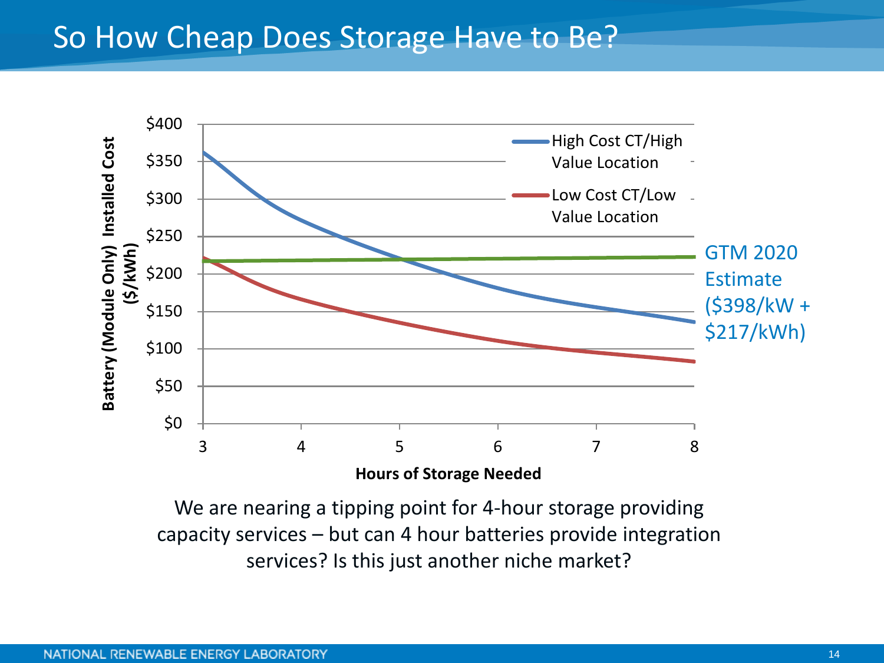# So How Cheap Does Storage Have to Be?

Battery (Module Only) Installed Cost ($/kWh)

$400
$350
$300
$250
$200
$150
$100
$50
$0

3 4 5 6 7 8

Hours of Storage Needed

High Cost CT/High Value Location

Low Cost CT/Low Value Location

GTM 2020 Estimate ($398/kW + $217/kWh)

We are nearing a tipping point for 4-hour storage providing capacity services – but can 4 hour batteries provide integration services? Is this just another niche market?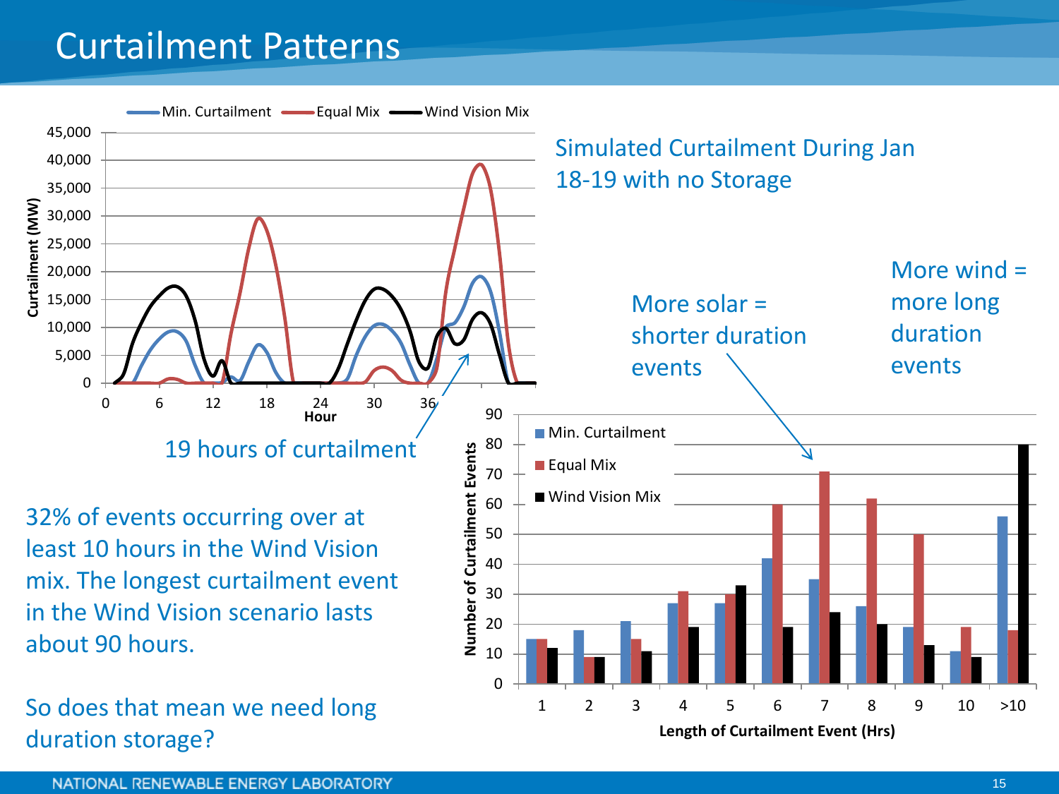# Curtailment Patterns

Simulated Curtailment During Jan 18-19 with no Storage

19 hours of curtailment

More solar = shorter duration events

More wind = more long duration events

32% of events occurring over at least 10 hours in the Wind Vision mix. The longest curtailment event in the Wind Vision scenario lasts about 90 hours.

So does that mean we need long duration storage?

| Length of Curtailment Event (Hrs) | Min. Curtailment | Equal Mix | Wind Vision Mix |
|---|---|---|---|
| 1 | 15 | 15 | 12 |
| 2 | 18 | 9 | 9 |
| 3 | 21 | 15 | 11 |
| 4 | 27 | 31 | 19 |
| 5 | 27 | 30 | 33 |
| 6 | 42 | 60 | 19 |
| 7 | 35 | 71 | 24 |
| 8 | 26 | 62 | 20 |
| 9 | 19 | 50 | 13 |
| 10 | 11 | 19 | 9 |
| >10 | 56 | 18 | 80 |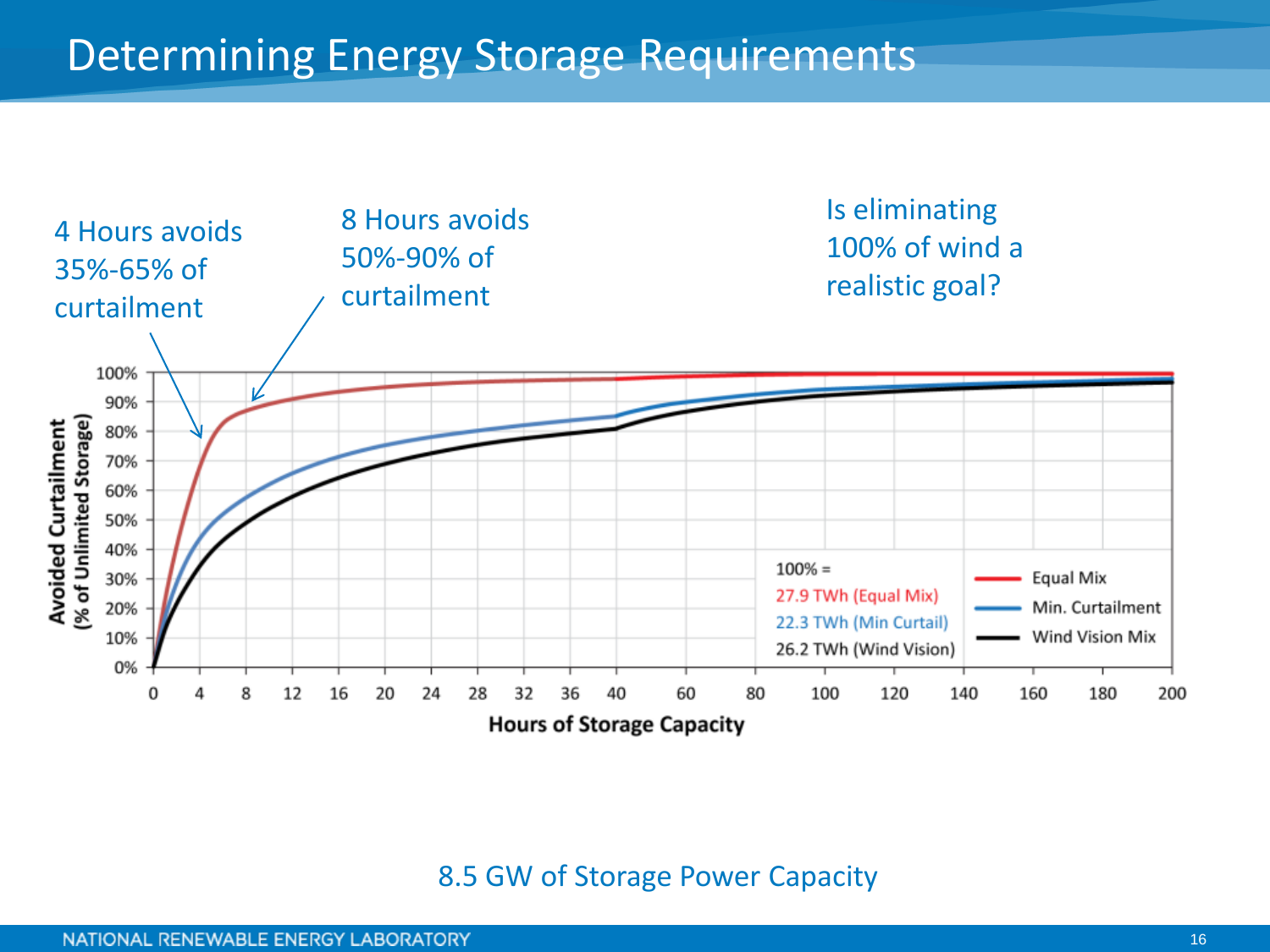# Determining Energy Storage Requirements

4 Hours avoids 35%-65% of curtailment

8 Hours avoids 50%-90% of curtailment

Is eliminating 100% of wind a realistic goal?

Avoided Curtailment (% of Unlimited Storage)

Hours of Storage Capacity

100% =
27.9 TWh (Equal Mix)
22.3 TWh (Min Curtail)
26.2 TWh (Wind Vision)

Equal Mix
Min. Curtailment
Wind Vision Mix

8.5 GW of Storage Power Capacity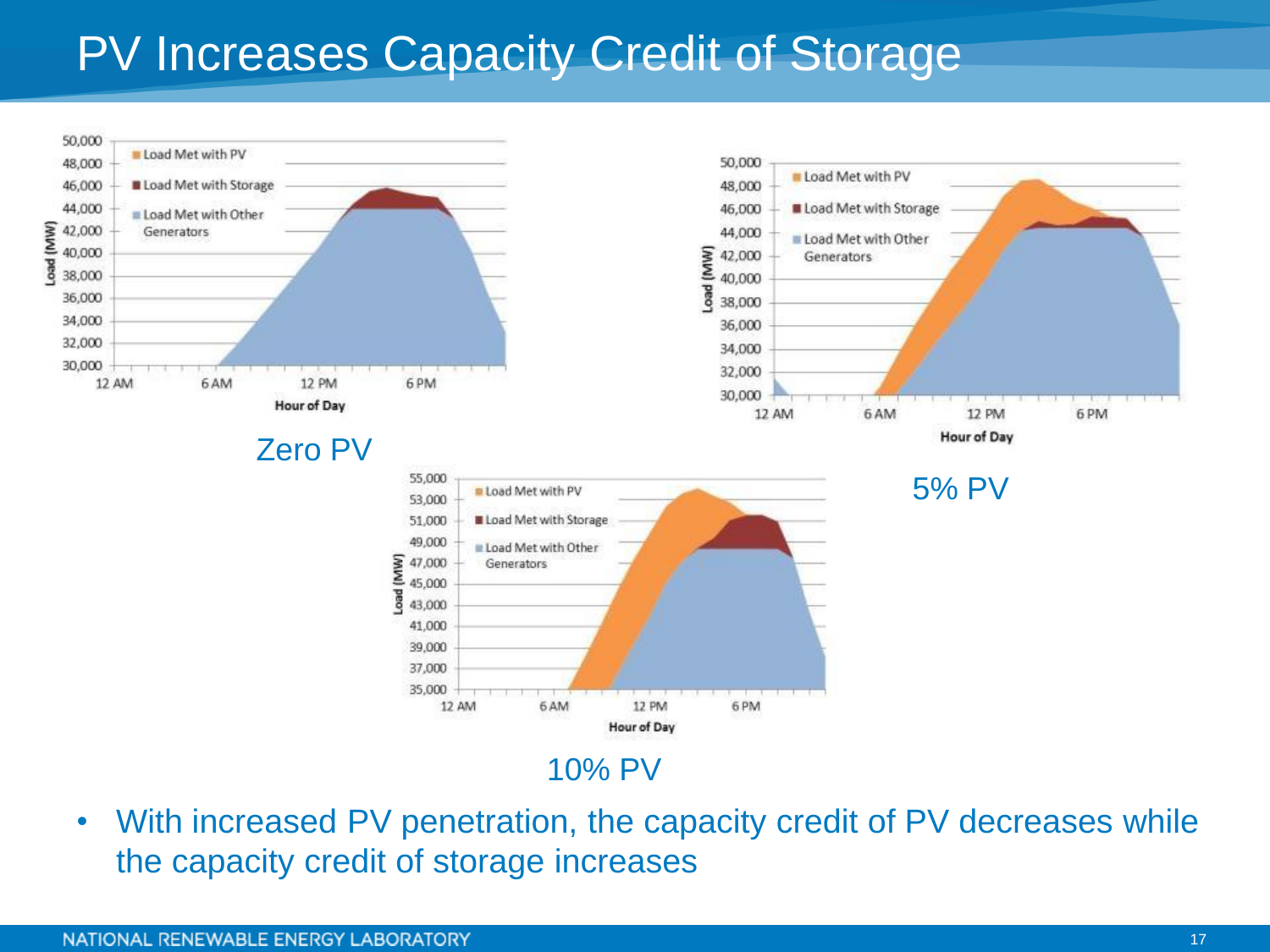# PV Increases Capacity Credit of Storage

Zero PV

5% PV

10% PV

- With increased PV penetration, the capacity credit of PV decreases while the capacity credit of storage increases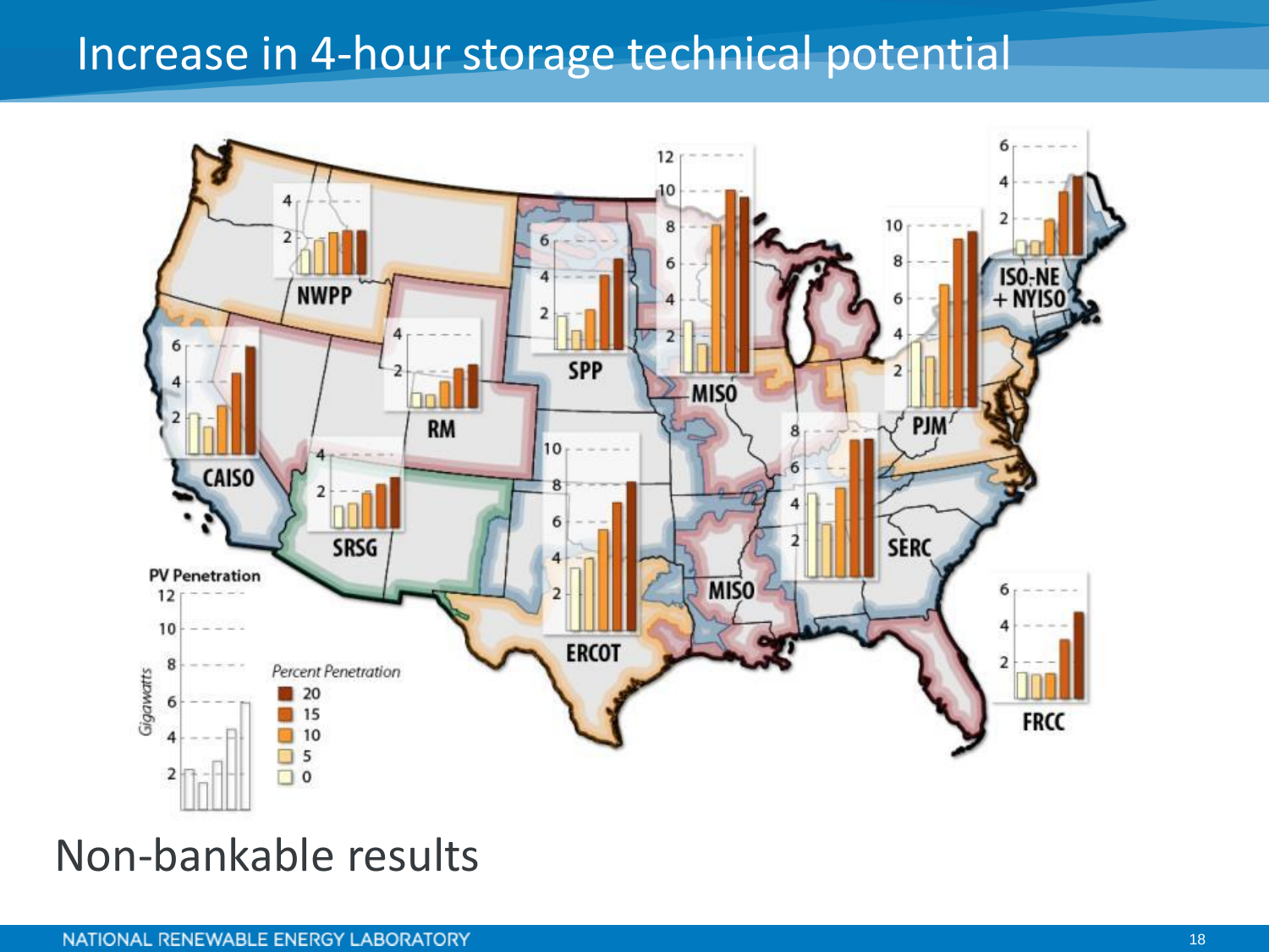# Increase in 4-hour storage technical potential

NWPP

RM

SPP

MISO

ISO-NE + NYISO

PJM

CAISO

SRSG

ERCOT

MISO

SERC

FRCC

PV Penetration

Gigawatts

*Percent Penetration*

- 20
- 15
- 10
- 5
- 0

Non-bankable results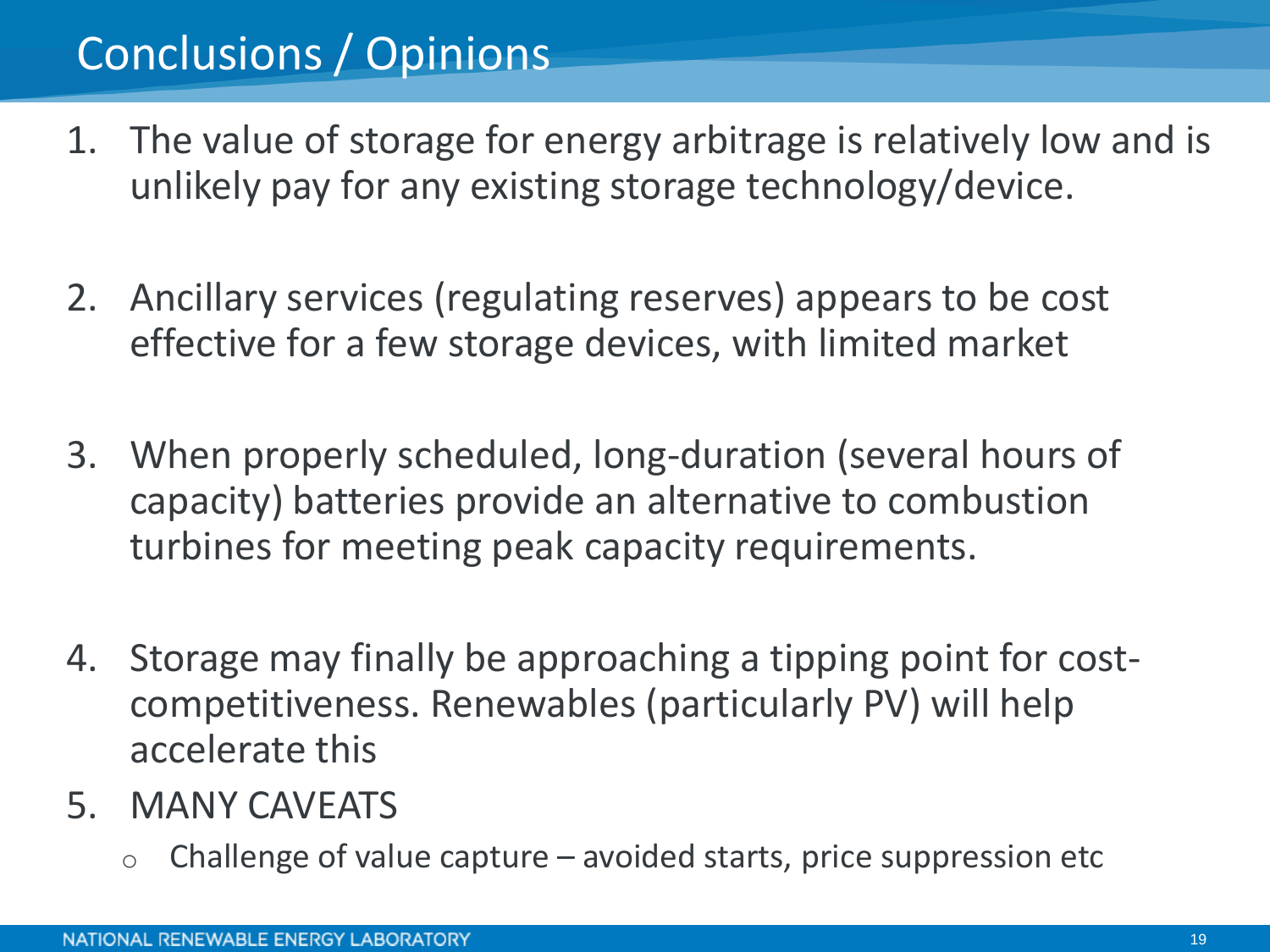# Conclusions / Opinions

1. The value of storage for energy arbitrage is relatively low and is unlikely pay for any existing storage technology/device.

2. Ancillary services (regulating reserves) appears to be cost effective for a few storage devices, with limited market

3. When properly scheduled, long-duration (several hours of capacity) batteries provide an alternative to combustion turbines for meeting peak capacity requirements.

4. Storage may finally be approaching a tipping point for cost-competitiveness. Renewables (particularly PV) will help accelerate this

5. MANY CAVEATS
   - Challenge of value capture – avoided starts, price suppression etc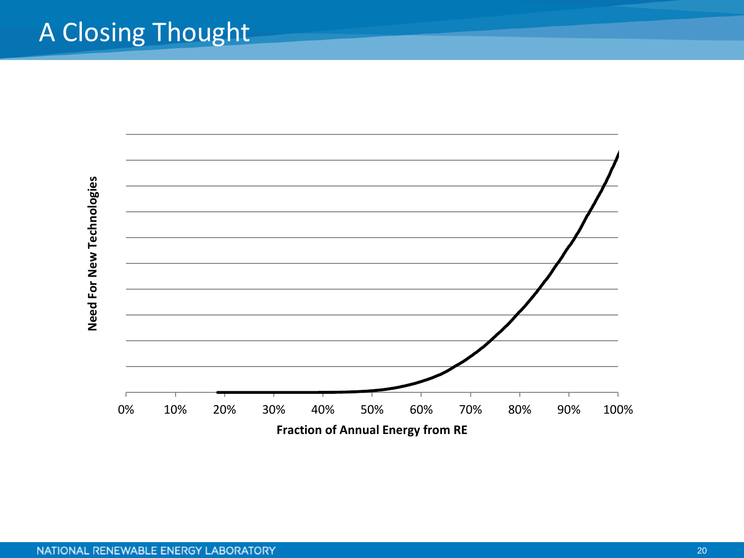# A Closing Thought

Need For New Technologies

0% 10% 20% 30% 40% 50% 60% 70% 80% 90% 100%

**Fraction of Annual Energy from RE**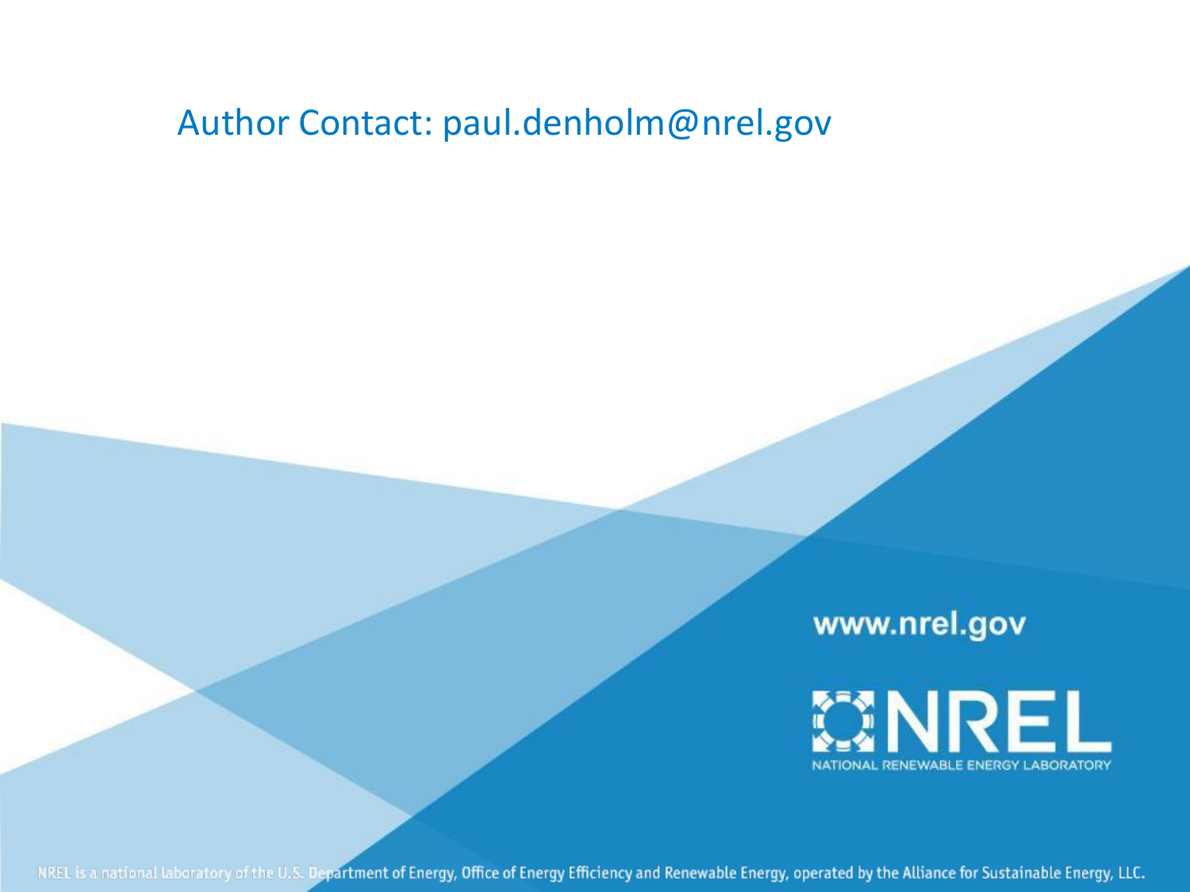Author Contact: paul.denholm@nrel.gov

www.nrel.gov

NREL

NATIONAL RENEWABLE ENERGY LABORATORY

NREL is a national laboratory of the U.S. Department of Energy, Office of Energy Efficiency and Renewable Energy, operated by the Alliance for Sustainable Energy, LLC.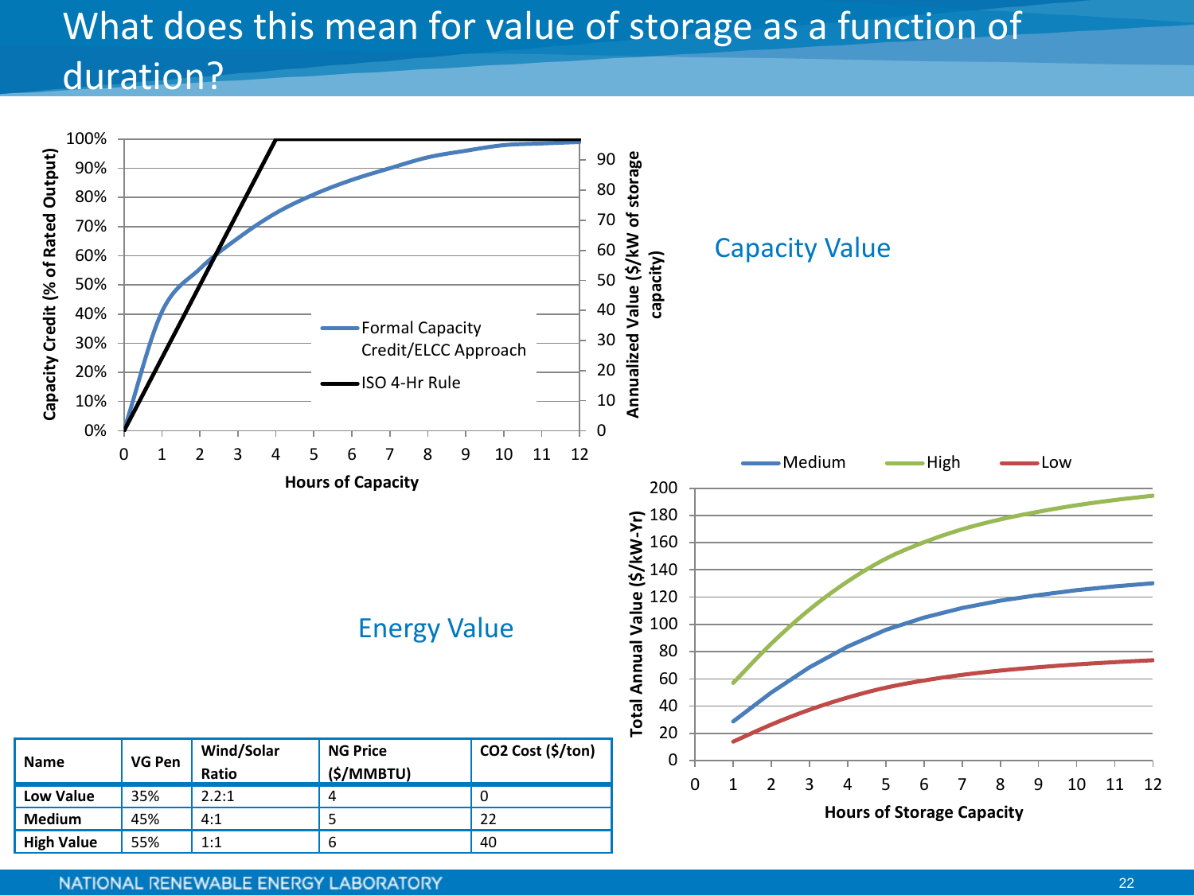# What does this mean for value of storage as a function of duration?

Capacity Value

Energy Value

| Name | VG Pen | Wind/Solar Ratio | NG Price ($/MMBTU) | CO2 Cost ($/ton) |
|---|---|---|---|---|
| Low Value | 35% | 2.2:1 | 4 | 0 |
| Medium | 45% | 4:1 | 5 | 22 |
| High Value | 55% | 1:1 | 6 | 40 |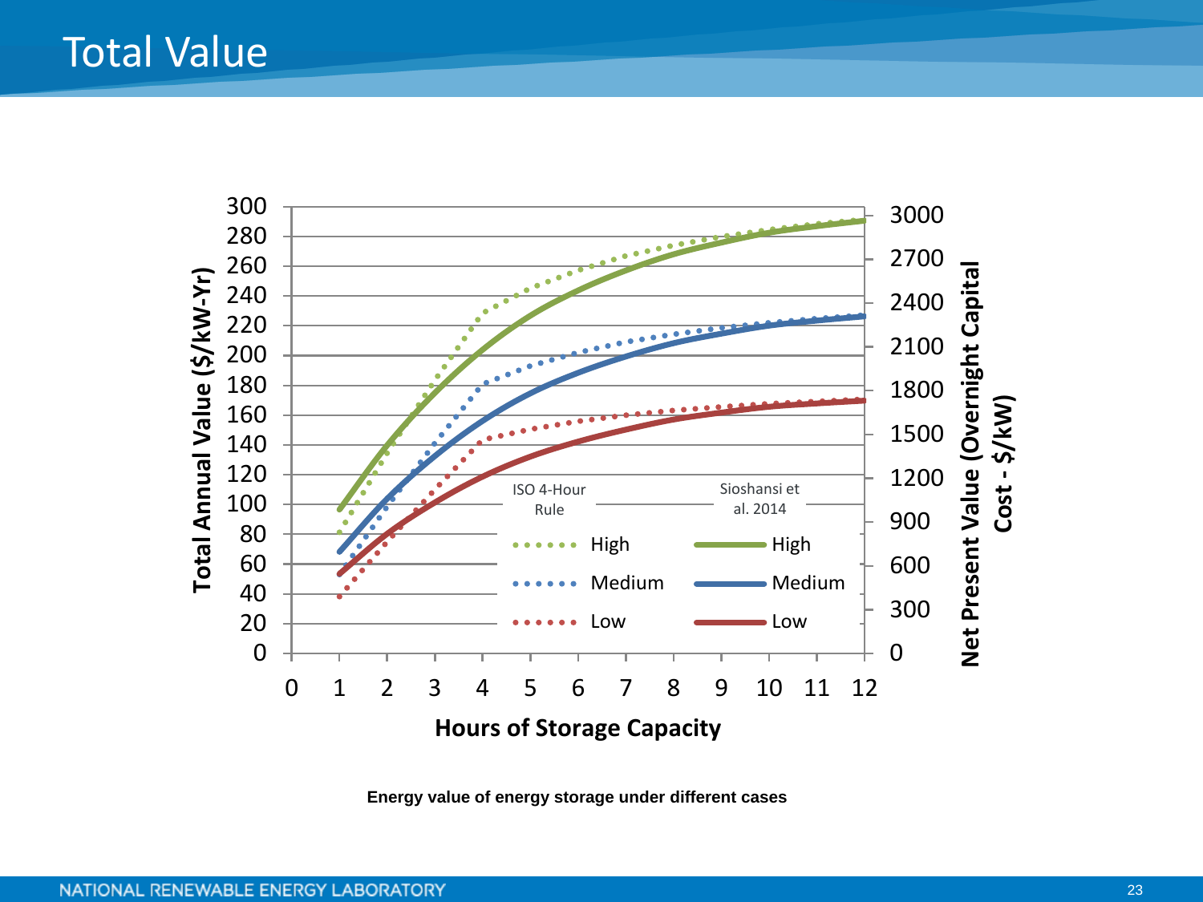# Total Value

Total Annual Value ($/kW-Yr)

300
280
260
240
220
200
180
160
140
120
100
80
60
40
20
0

Net Present Value (Overnight Capital Cost - $/kW)

3000
2700
2400
2100
1800
1500
1200
900
600
300
0

Hours of Storage Capacity

0 1 2 3 4 5 6 7 8 9 10 11 12

ISO 4-Hour Rule

High

Medium

Low

Sioshansi et al. 2014

High

Medium

Low

**Energy value of energy storage under different cases**